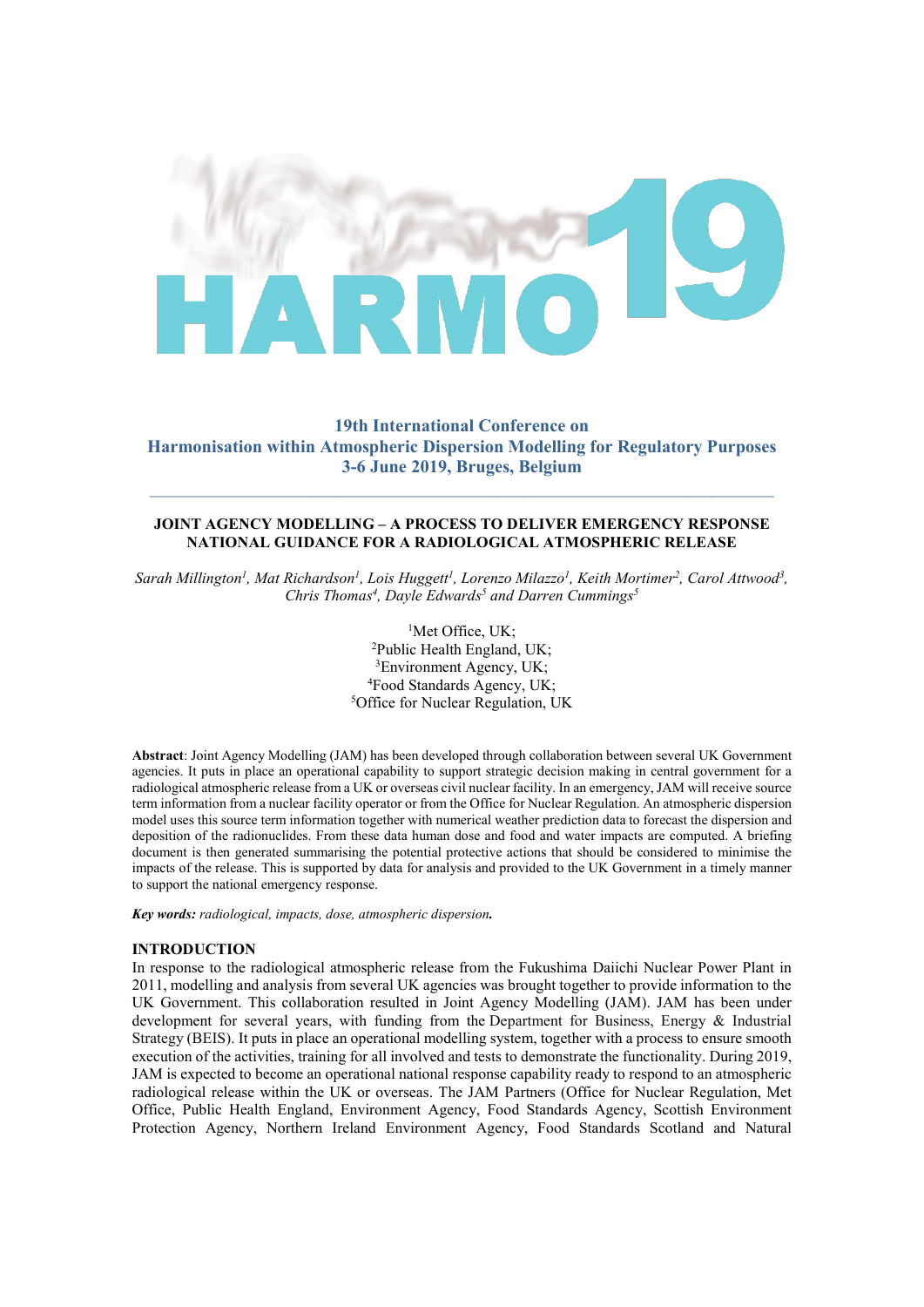**19th International Conference on Harmonisation within Atmospheric Dispersion Modelling for Regulatory Purposes**
**3-6 June 2019, Bruges, Belgium**

---

# JOINT AGENCY MODELLING – A PROCESS TO DELIVER EMERGENCY RESPONSE NATIONAL GUIDANCE FOR A RADIOLOGICAL ATMOSPHERIC RELEASE

*Sarah Millington[1], Mat Richardson[1], Lois Huggett[1], Lorenzo Milazzo[1], Keith Mortimer[2], Carol Attwood[3], Chris Thomas[4], Dayle Edwards[5] and Darren Cummings[5]*

[1]Met Office, UK;
[2]Public Health England, UK;
[3]Environment Agency, UK;
[4]Food Standards Agency, UK;
[5]Office for Nuclear Regulation, UK

**Abstract**: Joint Agency Modelling (JAM) has been developed through collaboration between several UK Government agencies. It puts in place an operational capability to support strategic decision making in central government for a radiological atmospheric release from a UK or overseas civil nuclear facility. In an emergency, JAM will receive source term information from a nuclear facility operator or from the Office for Nuclear Regulation. An atmospheric dispersion model uses this source term information together with numerical weather prediction data to forecast the dispersion and deposition of the radionuclides. From these data human dose and food and water impacts are computed. A briefing document is then generated summarising the potential protective actions that should be considered to minimise the impacts of the release. This is supported by data for analysis and provided to the UK Government in a timely manner to support the national emergency response.

***Key words:*** *radiological, impacts, dose, atmospheric dispersion.*

## INTRODUCTION

In response to the radiological atmospheric release from the Fukushima Daiichi Nuclear Power Plant in 2011, modelling and analysis from several UK agencies was brought together to provide information to the UK Government. This collaboration resulted in Joint Agency Modelling (JAM). JAM has been under development for several years, with funding from the Department for Business, Energy & Industrial Strategy (BEIS). It puts in place an operational modelling system, together with a process to ensure smooth execution of the activities, training for all involved and tests to demonstrate the functionality. During 2019, JAM is expected to become an operational national response capability ready to respond to an atmospheric radiological release within the UK or overseas. The JAM Partners (Office for Nuclear Regulation, Met Office, Public Health England, Environment Agency, Food Standards Agency, Scottish Environment Protection Agency, Northern Ireland Environment Agency, Food Standards Scotland and Natural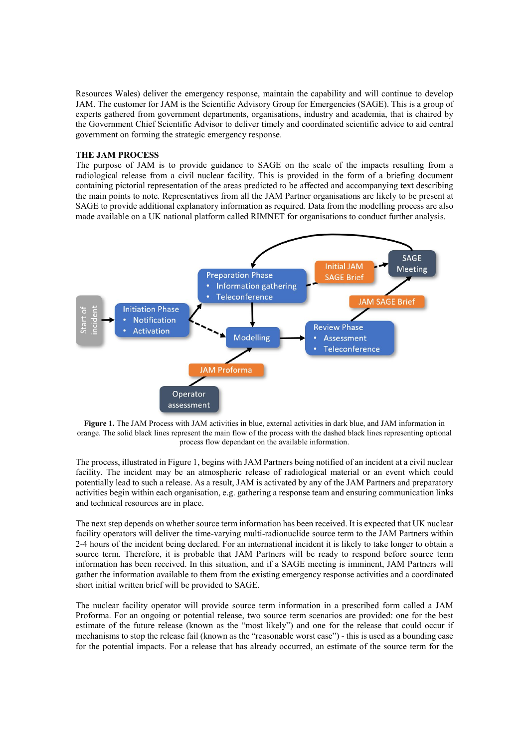Resources Wales) deliver the emergency response, maintain the capability and will continue to develop JAM. The customer for JAM is the Scientific Advisory Group for Emergencies (SAGE). This is a group of experts gathered from government departments, organisations, industry and academia, that is chaired by the Government Chief Scientific Advisor to deliver timely and coordinated scientific advice to aid central government on forming the strategic emergency response.

## THE JAM PROCESS

The purpose of JAM is to provide guidance to SAGE on the scale of the impacts resulting from a radiological release from a civil nuclear facility. This is provided in the form of a briefing document containing pictorial representation of the areas predicted to be affected and accompanying text describing the main points to note. Representatives from all the JAM Partner organisations are likely to be present at SAGE to provide additional explanatory information as required. Data from the modelling process are also made available on a UK national platform called RIMNET for organisations to conduct further analysis.

**Figure 1.** The JAM Process with JAM activities in blue, external activities in dark blue, and JAM information in orange. The solid black lines represent the main flow of the process with the dashed black lines representing optional process flow dependant on the available information.

The process, illustrated in Figure 1, begins with JAM Partners being notified of an incident at a civil nuclear facility. The incident may be an atmospheric release of radiological material or an event which could potentially lead to such a release. As a result, JAM is activated by any of the JAM Partners and preparatory activities begin within each organisation, e.g. gathering a response team and ensuring communication links and technical resources are in place.

The next step depends on whether source term information has been received. It is expected that UK nuclear facility operators will deliver the time-varying multi-radionuclide source term to the JAM Partners within 2-4 hours of the incident being declared. For an international incident it is likely to take longer to obtain a source term. Therefore, it is probable that JAM Partners will be ready to respond before source term information has been received. In this situation, and if a SAGE meeting is imminent, JAM Partners will gather the information available to them from the existing emergency response activities and a coordinated short initial written brief will be provided to SAGE.

The nuclear facility operator will provide source term information in a prescribed form called a JAM Proforma. For an ongoing or potential release, two source term scenarios are provided: one for the best estimate of the future release (known as the "most likely") and one for the release that could occur if mechanisms to stop the release fail (known as the "reasonable worst case") - this is used as a bounding case for the potential impacts. For a release that has already occurred, an estimate of the source term for the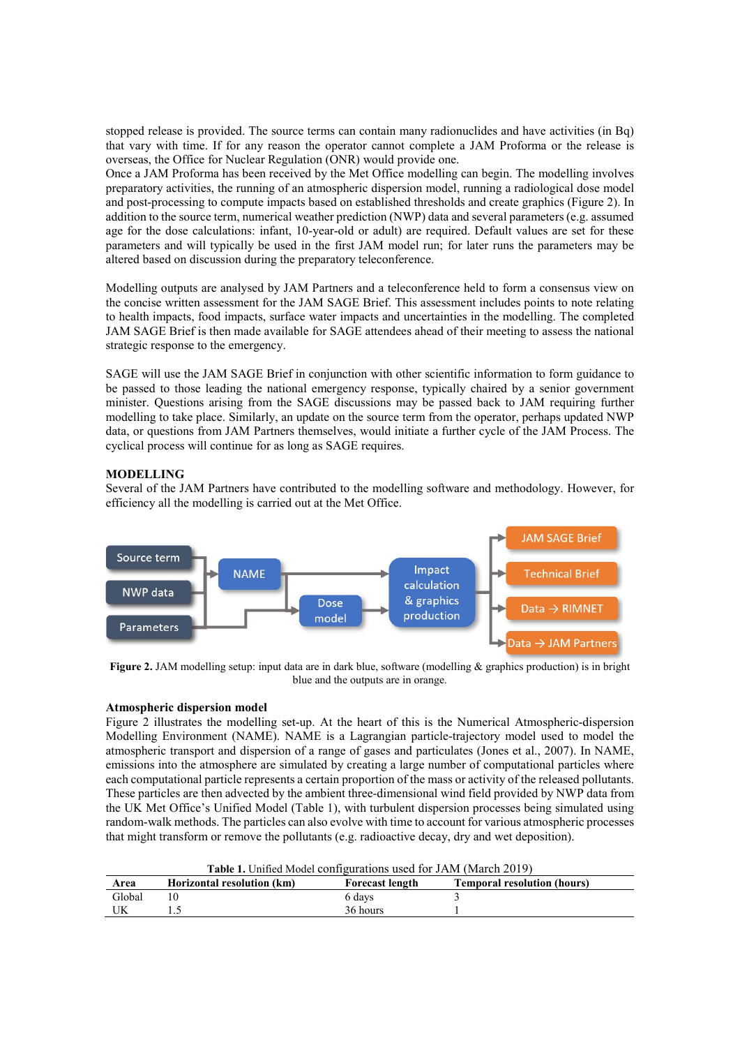stopped release is provided. The source terms can contain many radionuclides and have activities (in Bq) that vary with time. If for any reason the operator cannot complete a JAM Proforma or the release is overseas, the Office for Nuclear Regulation (ONR) would provide one.
Once a JAM Proforma has been received by the Met Office modelling can begin. The modelling involves preparatory activities, the running of an atmospheric dispersion model, running a radiological dose model and post-processing to compute impacts based on established thresholds and create graphics (Figure 2). In addition to the source term, numerical weather prediction (NWP) data and several parameters (e.g. assumed age for the dose calculations: infant, 10-year-old or adult) are required. Default values are set for these parameters and will typically be used in the first JAM model run; for later runs the parameters may be altered based on discussion during the preparatory teleconference.

Modelling outputs are analysed by JAM Partners and a teleconference held to form a consensus view on the concise written assessment for the JAM SAGE Brief. This assessment includes points to note relating to health impacts, food impacts, surface water impacts and uncertainties in the modelling. The completed JAM SAGE Brief is then made available for SAGE attendees ahead of their meeting to assess the national strategic response to the emergency.

SAGE will use the JAM SAGE Brief in conjunction with other scientific information to form guidance to be passed to those leading the national emergency response, typically chaired by a senior government minister. Questions arising from the SAGE discussions may be passed back to JAM requiring further modelling to take place. Similarly, an update on the source term from the operator, perhaps updated NWP data, or questions from JAM Partners themselves, would initiate a further cycle of the JAM Process. The cyclical process will continue for as long as SAGE requires.

## MODELLING

Several of the JAM Partners have contributed to the modelling software and methodology. However, for efficiency all the modelling is carried out at the Met Office.

**Figure 2.** JAM modelling setup: input data are in dark blue, software (modelling & graphics production) is in bright blue and the outputs are in orange.

### Atmospheric dispersion model

Figure 2 illustrates the modelling set-up. At the heart of this is the Numerical Atmospheric-dispersion Modelling Environment (NAME). NAME is a Lagrangian particle-trajectory model used to model the atmospheric transport and dispersion of a range of gases and particulates (Jones et al., 2007). In NAME, emissions into the atmosphere are simulated by creating a large number of computational particles where each computational particle represents a certain proportion of the mass or activity of the released pollutants. These particles are then advected by the ambient three-dimensional wind field provided by NWP data from the UK Met Office's Unified Model (Table 1), with turbulent dispersion processes being simulated using random-walk methods. The particles can also evolve with time to account for various atmospheric processes that might transform or remove the pollutants (e.g. radioactive decay, dry and wet deposition).

**Table 1.** Unified Model configurations used for JAM (March 2019)

| Area | Horizontal resolution (km) | Forecast length | Temporal resolution (hours) |
|---|---|---|---|
| Global | 10 | 6 days | 3 |
| UK | 1.5 | 36 hours | 1 |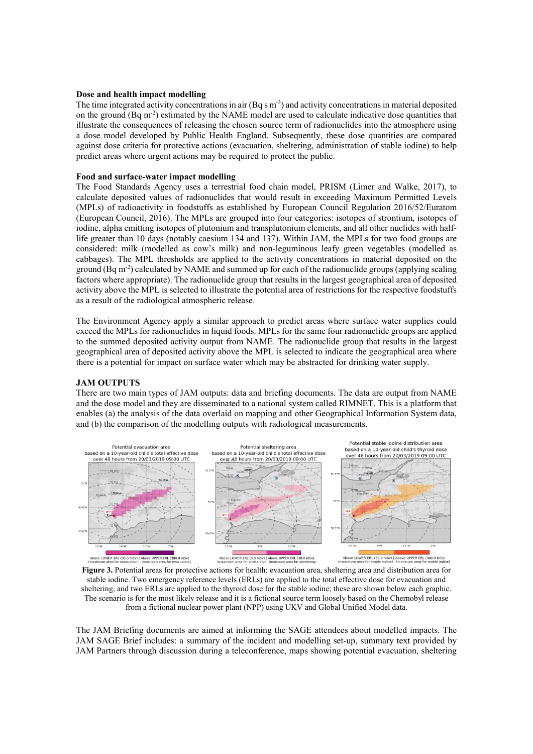### Dose and health impact modelling

The time integrated activity concentrations in air (Bq s m$^{-3}$) and activity concentrations in material deposited on the ground (Bq m$^{-2}$) estimated by the NAME model are used to calculate indicative dose quantities that illustrate the consequences of releasing the chosen source term of radionuclides into the atmosphere using a dose model developed by Public Health England. Subsequently, these dose quantities are compared against dose criteria for protective actions (evacuation, sheltering, administration of stable iodine) to help predict areas where urgent actions may be required to protect the public.

### Food and surface-water impact modelling

The Food Standards Agency uses a terrestrial food chain model, PRISM (Limer and Walke, 2017), to calculate deposited values of radionuclides that would result in exceeding Maximum Permitted Levels (MPLs) of radioactivity in foodstuffs as established by European Council Regulation 2016/52/Euratom (European Council, 2016). The MPLs are grouped into four categories: isotopes of strontium, isotopes of iodine, alpha emitting isotopes of plutonium and transplutonium elements, and all other nuclides with half-life greater than 10 days (notably caesium 134 and 137). Within JAM, the MPLs for two food groups are considered: milk (modelled as cow's milk) and non-leguminous leafy green vegetables (modelled as cabbages). The MPL thresholds are applied to the activity concentrations in material deposited on the ground (Bq m$^{-2}$) calculated by NAME and summed up for each of the radionuclide groups (applying scaling factors where appropriate). The radionuclide group that results in the largest geographical area of deposited activity above the MPL is selected to illustrate the potential area of restrictions for the respective foodstuffs as a result of the radiological atmospheric release.

The Environment Agency apply a similar approach to predict areas where surface water supplies could exceed the MPLs for radionuclides in liquid foods. MPLs for the same four radionuclide groups are applied to the summed deposited activity output from NAME. The radionuclide group that results in the largest geographical area of deposited activity above the MPL is selected to indicate the geographical area where there is a potential for impact on surface water which may be abstracted for drinking water supply.

### JAM OUTPUTS

There are two main types of JAM outputs: data and briefing documents. The data are output from NAME and the dose model and they are disseminated to a national system called RIMNET. This is a platform that enables (a) the analysis of the data overlaid on mapping and other Geographical Information System data, and (b) the comparison of the modelling outputs with radiological measurements.

**Figure 3.** Potential areas for protective actions for health: evacuation area, sheltering area and distribution area for stable iodine. Two emergency reference levels (ERLs) are applied to the total effective dose for evacuation and sheltering, and two ERLs are applied to the thyroid dose for the stable iodine; these are shown below each graphic. The scenario is for the most likely release and it is a fictional source term loosely based on the Chernobyl release from a fictional nuclear power plant (NPP) using UKV and Global Unified Model data.

The JAM Briefing documents are aimed at informing the SAGE attendees about modelled impacts. The JAM SAGE Brief includes: a summary of the incident and modelling set-up, summary text provided by JAM Partners through discussion during a teleconference, maps showing potential evacuation, sheltering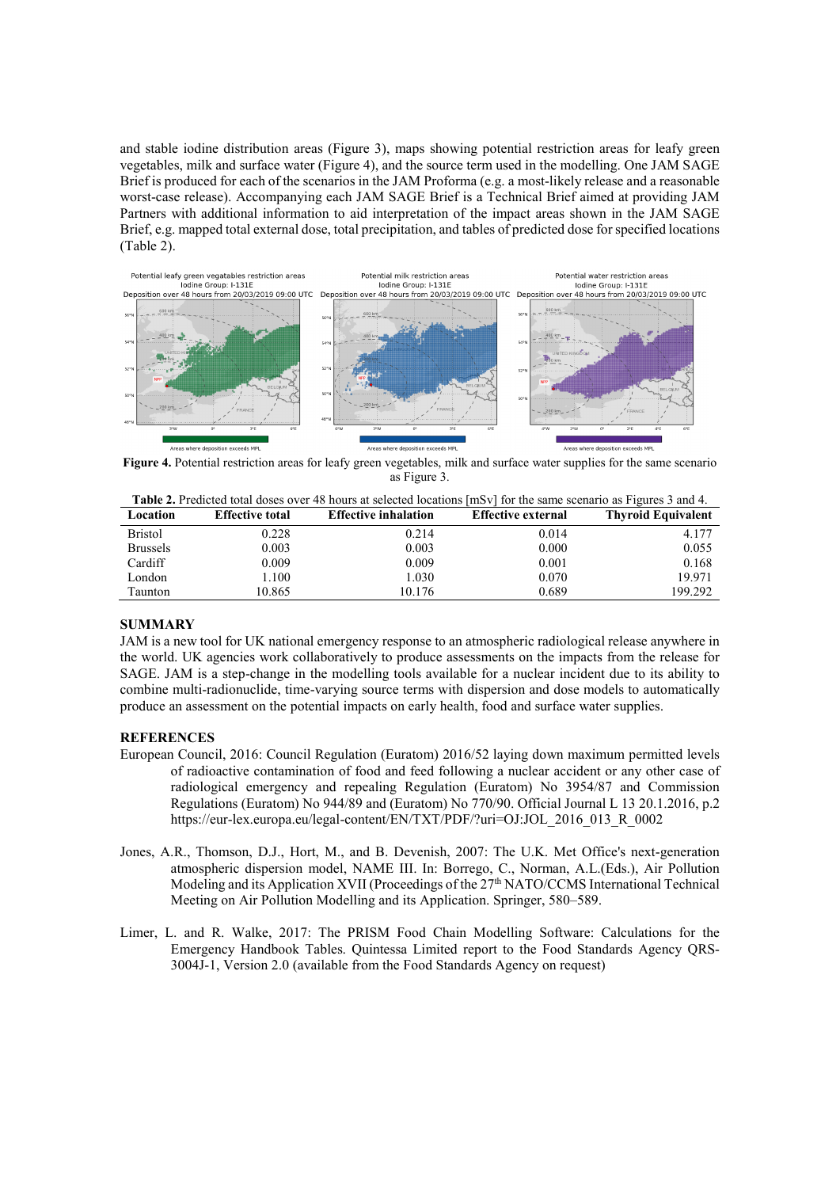and stable iodine distribution areas (Figure 3), maps showing potential restriction areas for leafy green vegetables, milk and surface water (Figure 4), and the source term used in the modelling. One JAM SAGE Brief is produced for each of the scenarios in the JAM Proforma (e.g. a most-likely release and a reasonable worst-case release). Accompanying each JAM SAGE Brief is a Technical Brief aimed at providing JAM Partners with additional information to aid interpretation of the impact areas shown in the JAM SAGE Brief, e.g. mapped total external dose, total precipitation, and tables of predicted dose for specified locations (Table 2).

Potential leafy green vegetables restriction areas
Iodine Group: I-131E
Deposition over 48 hours from 20/03/2019 09:00 UTC
Areas where deposition exceeds MPL

Potential milk restriction areas
Iodine Group: I-131E
Deposition over 48 hours from 20/03/2019 09:00 UTC
Areas where deposition exceeds MPL

Potential water restriction areas
Iodine Group: I-131E
Deposition over 48 hours from 20/03/2019 09:00 UTC
Areas where deposition exceeds MPL

**Figure 4.** Potential restriction areas for leafy green vegetables, milk and surface water supplies for the same scenario as Figure 3.

**Table 2.** Predicted total doses over 48 hours at selected locations [mSv] for the same scenario as Figures 3 and 4.

| Location | Effective total | Effective inhalation | Effective external | Thyroid Equivalent |
|---|---|---|---|---|
| Bristol | 0.228 | 0.214 | 0.014 | 4.177 |
| Brussels | 0.003 | 0.003 | 0.000 | 0.055 |
| Cardiff | 0.009 | 0.009 | 0.001 | 0.168 |
| London | 1.100 | 1.030 | 0.070 | 19.971 |
| Taunton | 10.865 | 10.176 | 0.689 | 199.292 |

## SUMMARY

JAM is a new tool for UK national emergency response to an atmospheric radiological release anywhere in the world. UK agencies work collaboratively to produce assessments on the impacts from the release for SAGE. JAM is a step-change in the modelling tools available for a nuclear incident due to its ability to combine multi-radionuclide, time-varying source terms with dispersion and dose models to automatically produce an assessment on the potential impacts on early health, food and surface water supplies.

## REFERENCES

European Council, 2016: Council Regulation (Euratom) 2016/52 laying down maximum permitted levels of radioactive contamination of food and feed following a nuclear accident or any other case of radiological emergency and repealing Regulation (Euratom) No 3954/87 and Commission Regulations (Euratom) No 944/89 and (Euratom) No 770/90. Official Journal L 13 20.1.2016, p.2 https://eur-lex.europa.eu/legal-content/EN/TXT/PDF/?uri=OJ:JOL_2016_013_R_0002

Jones, A.R., Thomson, D.J., Hort, M., and B. Devenish, 2007: The U.K. Met Office's next-generation atmospheric dispersion model, NAME III. In: Borrego, C., Norman, A.L.(Eds.), Air Pollution Modeling and its Application XVII (Proceedings of the 27th NATO/CCMS International Technical Meeting on Air Pollution Modelling and its Application. Springer, 580–589.

Limer, L. and R. Walke, 2017: The PRISM Food Chain Modelling Software: Calculations for the Emergency Handbook Tables. Quintessa Limited report to the Food Standards Agency QRS-3004J-1, Version 2.0 (available from the Food Standards Agency on request)